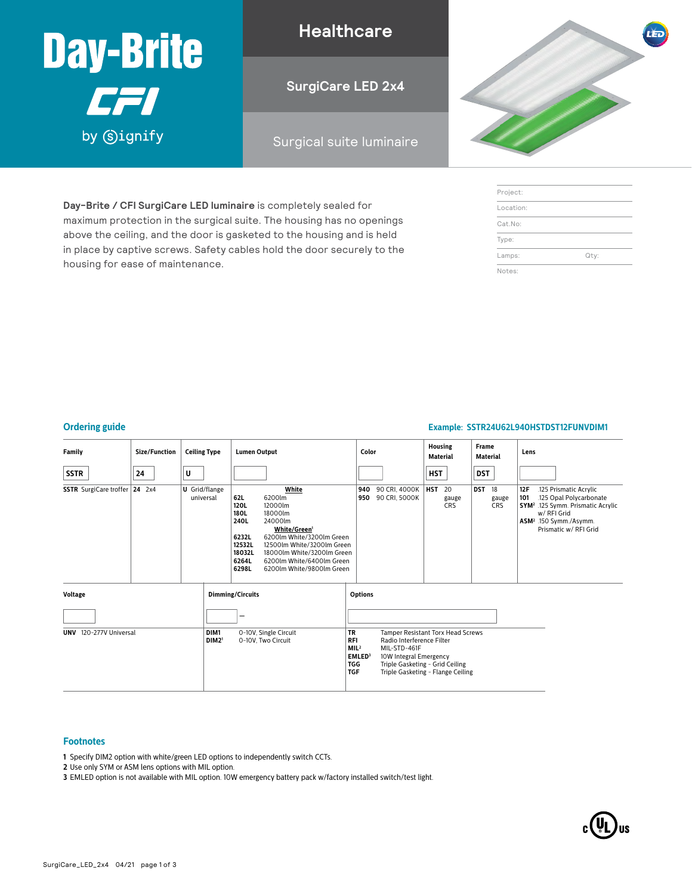# Day-Brite CFI by Signify

## Healthcare

## SurgiCare LED 2x4

### Surgical suite luminaire

**Day-Brite / CFI SurgiCare LED luminaire** is completely sealed for maximum protection in the surgical suite. The housing has no openings above the ceiling, and the door is gasketed to the housing and is held in place by captive screws. Safety cables hold the door securely to the housing for ease of maintenance.

| | |
|---|---|
| Project: | |
| Location: | |
| Cat.No: | |
| Type: | |
| Lamps: | Qty: |
| Notes: | |

## Ordering guide

**Example: SSTR24U62L940HSTDST12FUNVDIM1**

| Family | Size/Function | Ceiling Type | Lumen Output | Color | Housing Material | Frame Material | Lens |
|---|---|---|---|---|---|---|---|
| SSTR | 24 | U | | | HST | DST | |
| **SSTR** SurgiCare troffer | **24** 2x4 | **U** Grid/flange universal | **White**<br>**62L** 6200lm<br>**120L** 12000lm<br>**180L** 18000lm<br>**240L** 24000lm<br>**White/Green**[1]<br>**6232L** 6200lm White/3200lm Green<br>**12532L** 12500lm White/3200lm Green<br>**18032L** 18000lm White/3200lm Green<br>**6264L** 6200lm White/6400lm Green<br>**6298L** 6200lm White/9800lm Green | **940** 90 CRI, 4000K<br>**950** 90 CRI, 5000K | **HST** 20 gauge CRS | **DST** 18 gauge CRS | **12F** .125 Prismatic Acrylic<br>**101** .125 Opal Polycarbonate<br>**SYM**[2] .125 Symm. Prismatic Acrylic w/ RFI Grid<br>**ASM**[2] .150 Symm./Asymm. Prismatic w/ RFI Grid |

| Voltage | Dimming/Circuits | Options |
|---|---|---|
| | – | |
| **UNV** 120-277V Universal | **DIM1** 0-10V, Single Circuit<br>**DIM2**[1] 0-10V, Two Circuit | **TR** Tamper Resistant Torx Head Screws<br>**RFI** Radio Interference Filter<br>**MIL**[2] MIL-STD-461F<br>**EMLED**[3] 10W Integral Emergency<br>**TGG** Triple Gasketing - Grid Ceiling<br>**TGF** Triple Gasketing - Flange Ceiling |

## Footnotes

**1** Specify DIM2 option with white/green LED options to independently switch CCTs.
**2** Use only SYM or ASM lens options with MIL option.
**3** EMLED option is not available with MIL option. 10W emergency battery pack w/factory installed switch/test light.

SurgiCare_LED_2x4 04/21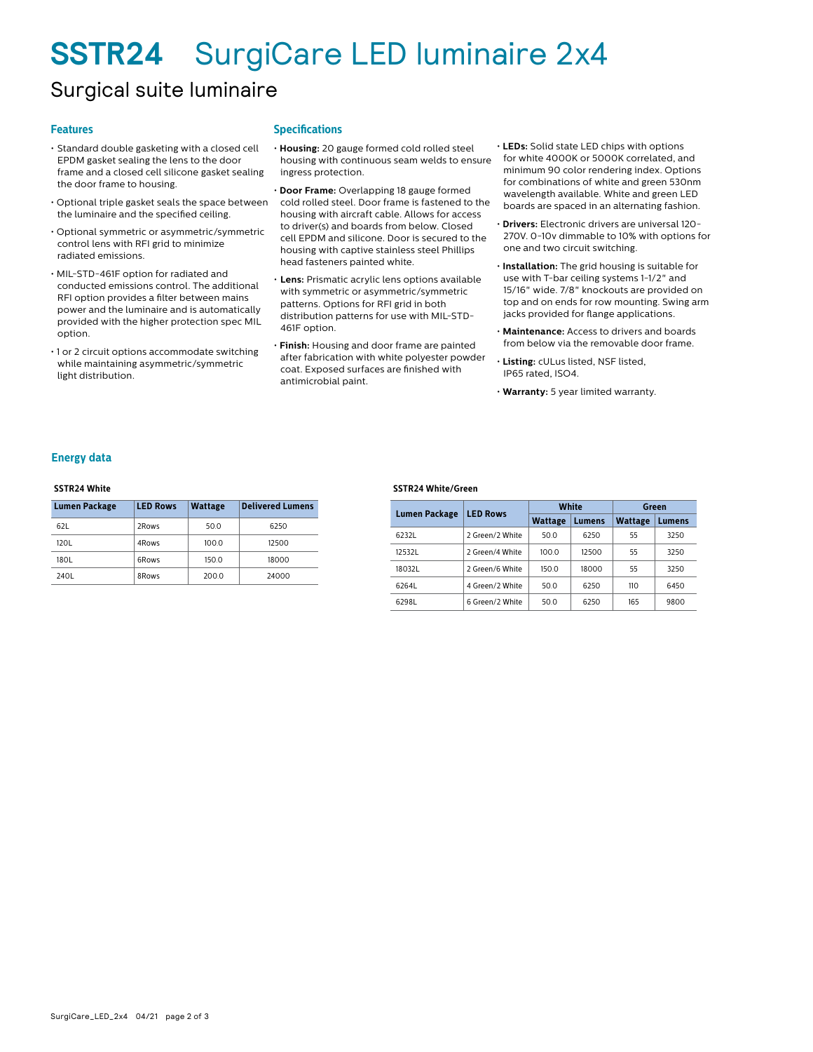# SSTR24 SurgiCare LED luminaire 2x4

## Surgical suite luminaire

### Features

- Standard double gasketing with a closed cell EPDM gasket sealing the lens to the door frame and a closed cell silicone gasket sealing the door frame to housing.
- Optional triple gasket seals the space between the luminaire and the specified ceiling.
- Optional symmetric or asymmetric/symmetric control lens with RFI grid to minimize radiated emissions.
- MIL-STD-461F option for radiated and conducted emissions control. The additional RFI option provides a filter between mains power and the luminaire and is automatically provided with the higher protection spec MIL option.
- 1 or 2 circuit options accommodate switching while maintaining asymmetric/symmetric light distribution.

### Specifications

- **Housing:** 20 gauge formed cold rolled steel housing with continuous seam welds to ensure ingress protection.
- **Door Frame:** Overlapping 18 gauge formed cold rolled steel. Door frame is fastened to the housing with aircraft cable. Allows for access to driver(s) and boards from below. Closed cell EPDM and silicone. Door is secured to the housing with captive stainless steel Phillips head fasteners painted white.
- **Lens:** Prismatic acrylic lens options available with symmetric or asymmetric/symmetric patterns. Options for RFI grid in both distribution patterns for use with MIL-STD-461F option.
- **Finish:** Housing and door frame are painted after fabrication with white polyester powder coat. Exposed surfaces are finished with antimicrobial paint.
- **LEDs:** Solid state LED chips with options for white 4000K or 5000K correlated, and minimum 90 color rendering index. Options for combinations of white and green 530nm wavelength available. White and green LED boards are spaced in an alternating fashion.
- **Drivers:** Electronic drivers are universal 120-270V. 0-10v dimmable to 10% with options for one and two circuit switching.
- **Installation:** The grid housing is suitable for use with T-bar ceiling systems 1-1/2" and 15/16" wide. 7/8" knockouts are provided on top and on ends for row mounting. Swing arm jacks provided for flange applications.
- **Maintenance:** Access to drivers and boards from below via the removable door frame.
- **Listing:** cULus listed, NSF listed, IP65 rated, ISO4.
- **Warranty:** 5 year limited warranty.

### Energy data

**SSTR24 White**

| Lumen Package | LED Rows | Wattage | Delivered Lumens |
|---|---|---|---|
| 62L | 2Rows | 50.0 | 6250 |
| 120L | 4Rows | 100.0 | 12500 |
| 180L | 6Rows | 150.0 | 18000 |
| 240L | 8Rows | 200.0 | 24000 |

**SSTR24 White/Green**

| Lumen Package | LED Rows | White | | Green | |
|---|---|---|---|---|---|
| | | Wattage | Lumens | Wattage | Lumens |
| 6232L | 2 Green/2 White | 50.0 | 6250 | 55 | 3250 |
| 12532L | 2 Green/4 White | 100.0 | 12500 | 55 | 3250 |
| 18032L | 2 Green/6 White | 150.0 | 18000 | 55 | 3250 |
| 6264L | 4 Green/2 White | 50.0 | 6250 | 110 | 6450 |
| 6298L | 6 Green/2 White | 50.0 | 6250 | 165 | 9800 |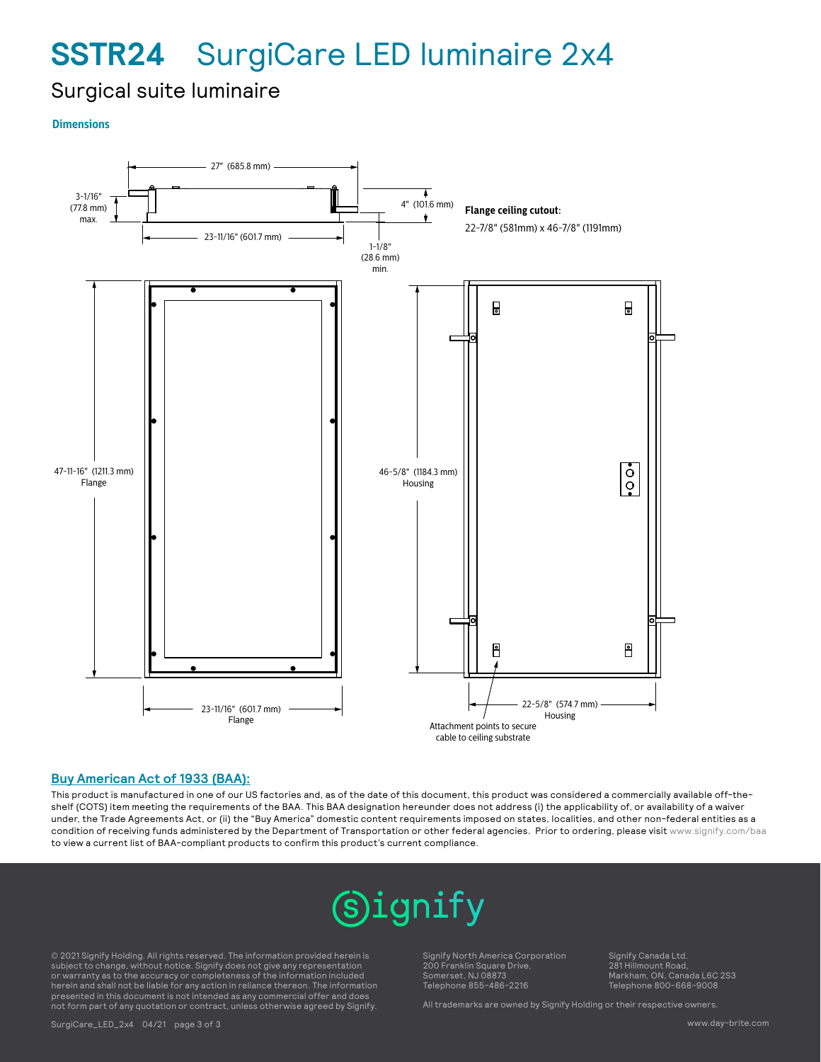# SSTR24 SurgiCare LED luminaire 2x4

## Surgical suite luminaire

### Dimensions

27" (685.8 mm)

3-1/16" (77.8 mm) max.

4" (101.6 mm)

23-11/16" (601.7 mm)

1-1/8" (28.6 mm) min.

**Flange ceiling cutout:**

22-7/8" (581mm) x 46-7/8" (1191mm)

47-11-16" (1211.3 mm) Flange

46-5/8" (1184.3 mm) Housing

23-11/16" (601.7 mm) Flange

22-5/8" (574.7 mm) Housing

Attachment points to secure cable to ceiling substrate

### Buy American Act of 1933 (BAA):

This product is manufactured in one of our US factories and, as of the date of this document, this product was considered a commercially available off-the-shelf (COTS) item meeting the requirements of the BAA. This BAA designation hereunder does not address (i) the applicability of, or availability of a waiver under, the Trade Agreements Act, or (ii) the "Buy America" domestic content requirements imposed on states, localities, and other non-federal entities as a condition of receiving funds administered by the Department of Transportation or other federal agencies. Prior to ordering, please visit www.signify.com/baa to view a current list of BAA-compliant products to confirm this product's current compliance.

signify

© 2021 Signify Holding. All rights reserved. The information provided herein is subject to change, without notice. Signify does not give any representation or warranty as to the accuracy or completeness of the information included herein and shall not be liable for any action in reliance thereon. The information presented in this document is not intended as any commercial offer and does not form part of any quotation or contract, unless otherwise agreed by Signify.

Signify North America Corporation
200 Franklin Square Drive,
Somerset, NJ 08873
Telephone 855-486-2216

Signify Canada Ltd.
281 Hillmount Road,
Markham, ON, Canada L6C 2S3
Telephone 800-668-9008

All trademarks are owned by Signify Holding or their respective owners.

SurgiCare_LED_2x4 04/21

www.day-brite.com